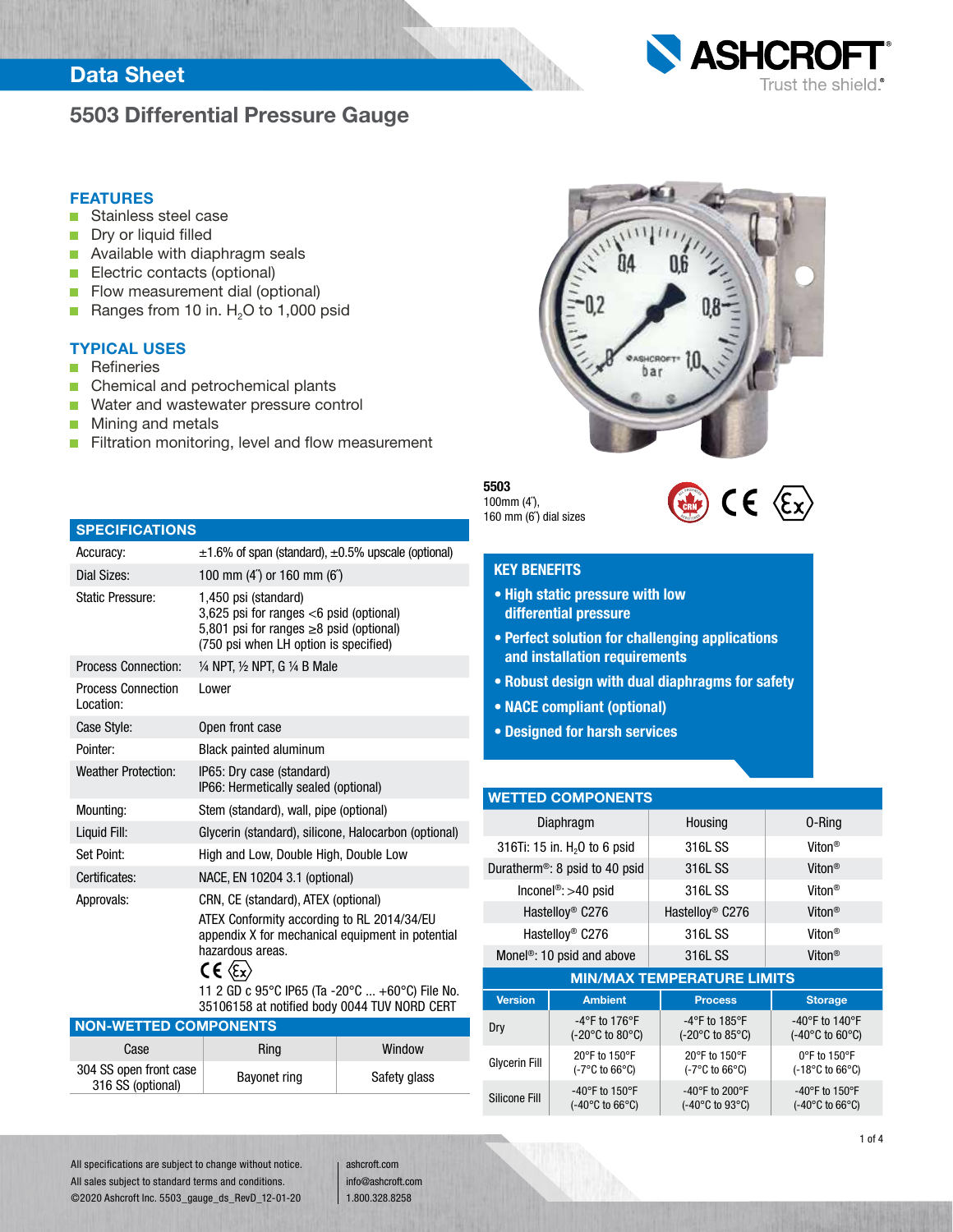# Data Sheet

## 5503 Differential Pressure Gauge

### FEATURES

- Stainless steel case
- Dry or liquid filled
- Available with diaphragm seals
- Electric contacts (optional)
- Flow measurement dial (optional)
- Ranges from 10 in. $H_2O$ to 1,000 psid

### TYPICAL USES

- Refineries
- Chemical and petrochemical plants
- Water and wastewater pressure control
- Mining and metals
- Filtration monitoring, level and flow measurement

**5503**
100mm (4˝),
160 mm (6˝) dial sizes

### SPECIFICATIONS

| | |
|---|---|
| Accuracy: | ±1.6% of span (standard), ±0.5% upscale (optional) |
| Dial Sizes: | 100 mm (4˝) or 160 mm (6˝) |
| Static Pressure: | 1,450 psi (standard)<br>3,625 psi for ranges <6 psid (optional)<br>5,801 psi for ranges ≥8 psid (optional)<br>(750 psi when LH option is specified) |
| Process Connection: | ¼ NPT, ½ NPT, G ¼ B Male |
| Process Connection Location: | Lower |
| Case Style: | Open front case |
| Pointer: | Black painted aluminum |
| Weather Protection: | IP65: Dry case (standard)<br>IP66: Hermetically sealed (optional) |
| Mounting: | Stem (standard), wall, pipe (optional) |
| Liquid Fill: | Glycerin (standard), silicone, Halocarbon (optional) |
| Set Point: | High and Low, Double High, Double Low |
| Certificates: | NACE, EN 10204 3.1 (optional) |
| Approvals: | CRN, CE (standard), ATEX (optional)<br>ATEX Conformity according to RL 2014/34/EU appendix X for mechanical equipment in potential hazardous areas.<br>CE Ex<br>11 2 GD c 95°C IP65 (Ta -20°C ... +60°C) File No. 35106158 at notified body 0044 TUV NORD CERT |

### NON-WETTED COMPONENTS

| Case | Ring | Window |
|---|---|---|
| 304 SS open front case<br>316 SS (optional) | Bayonet ring | Safety glass |

### KEY BENEFITS

- **High static pressure with low differential pressure**
- **Perfect solution for challenging applications and installation requirements**
- **Robust design with dual diaphragms for safety**
- **NACE compliant (optional)**
- **Designed for harsh services**

### WETTED COMPONENTS

| Diaphragm | Housing | O-Ring |
|---|---|---|
| 316Ti: 15 in. $H_2O$ to 6 psid | 316L SS | Viton® |
| Duratherm®: 8 psid to 40 psid | 316L SS | Viton® |
| Inconel®: >40 psid | 316L SS | Viton® |
| Hastelloy® C276 | Hastelloy® C276 | Viton® |
| Hastelloy® C276 | 316L SS | Viton® |
| Monel®: 10 psid and above | 316L SS | Viton® |

### MIN/MAX TEMPERATURE LIMITS

| Version | Ambient | Process | Storage |
|---|---|---|---|
| Dry | -4°F to 176°F<br>(-20°C to 80°C) | -4°F to 185°F<br>(-20°C to 85°C) | -40°F to 140°F<br>(-40°C to 60°C) |
| Glycerin Fill | 20°F to 150°F<br>(-7°C to 66°C) | 20°F to 150°F<br>(-7°C to 66°C) | 0°F to 150°F<br>(-18°C to 66°C) |
| Silicone Fill | -40°F to 150°F<br>(-40°C to 66°C) | -40°F to 200°F<br>(-40°C to 93°C) | -40°F to 150°F<br>(-40°C to 66°C) |

All specifications are subject to change without notice.
All sales subject to standard terms and conditions.
©2020 Ashcroft Inc. 5503_gauge_ds_RevD_12-01-20

ashcroft.com
info@ashcroft.com
1.800.328.8258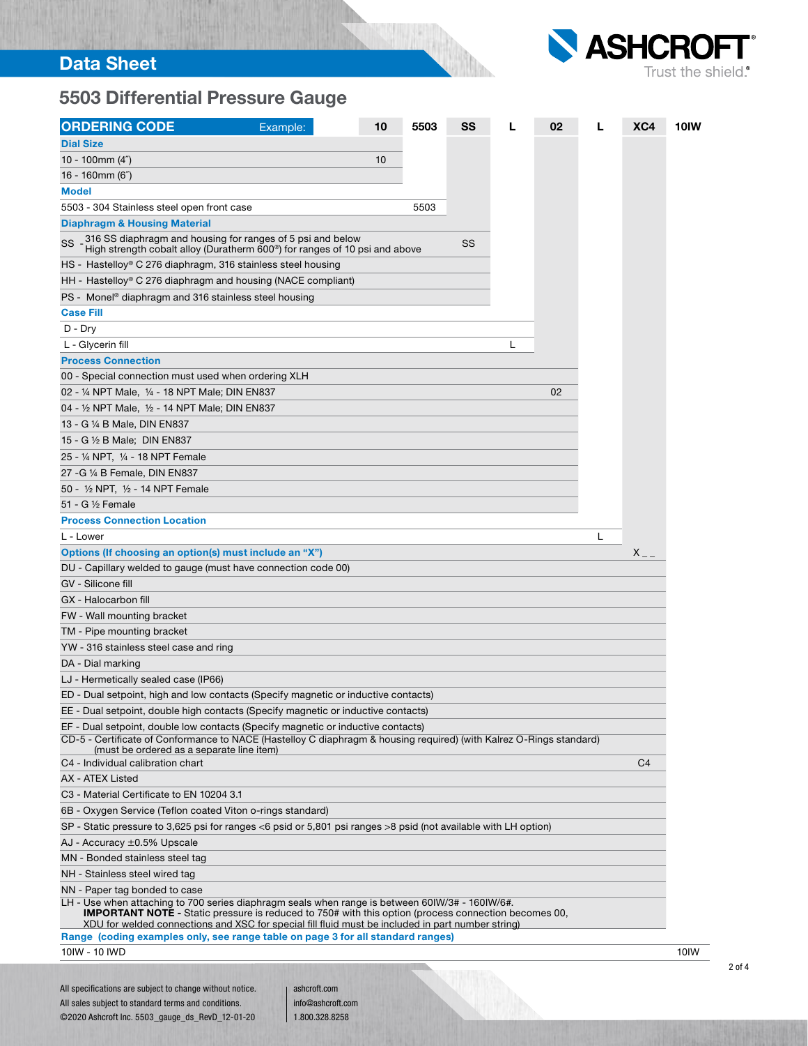# 5503 Differential Pressure Gauge

| ORDERING CODE Example: | 10 | 5503 | SS | L | 02 | L | XC4 | 10IW |
|---|---|---|---|---|---|---|---|---|
| **Dial Size** | | | | | | | | |
| 10 - 100mm (4″) | 10 | | | | | | | |
| 16 - 160mm (6″) | | | | | | | | |
| **Model** | | | | | | | | |
| 5503 - 304 Stainless steel open front case | | 5503 | | | | | | |
| **Diaphragm & Housing Material** | | | | | | | | |
| SS - 316 SS diaphragm and housing for ranges of 5 psi and below; High strength cobalt alloy (Duratherm 600®) for ranges of 10 psi and above | | | SS | | | | | |
| HS - Hastelloy® C 276 diaphragm, 316 stainless steel housing | | | | | | | | |
| HH - Hastelloy® C 276 diaphragm and housing (NACE compliant) | | | | | | | | |
| PS - Monel® diaphragm and 316 stainless steel housing | | | | | | | | |
| **Case Fill** | | | | | | | | |
| D - Dry | | | | | | | | |
| L - Glycerin fill | | | | L | | | | |
| **Process Connection** | | | | | | | | |
| 00 - Special connection must used when ordering XLH | | | | | | | | |
| 02 - ¼ NPT Male, ¼ - 18 NPT Male; DIN EN837 | | | | | 02 | | | |
| 04 - ½ NPT Male, ½ - 14 NPT Male; DIN EN837 | | | | | | | | |
| 13 - G ¼ B Male, DIN EN837 | | | | | | | | |
| 15 - G ½ B Male; DIN EN837 | | | | | | | | |
| 25 - ¼ NPT, ¼ - 18 NPT Female | | | | | | | | |
| 27 -G ¼ B Female, DIN EN837 | | | | | | | | |
| 50 - ½ NPT, ½ - 14 NPT Female | | | | | | | | |
| 51 - G ½ Female | | | | | | | | |
| **Process Connection Location** | | | | | | | | |
| L - Lower | | | | | | L | | |
| **Options (If choosing an option(s) must include an "X")** | | | | | | | X _ _ | |
| DU - Capillary welded to gauge (must have connection code 00) | | | | | | | | |
| GV - Silicone fill | | | | | | | | |
| GX - Halocarbon fill | | | | | | | | |
| FW - Wall mounting bracket | | | | | | | | |
| TM - Pipe mounting bracket | | | | | | | | |
| YW - 316 stainless steel case and ring | | | | | | | | |
| DA - Dial marking | | | | | | | | |
| LJ - Hermetically sealed case (IP66) | | | | | | | | |
| ED - Dual setpoint, high and low contacts (Specify magnetic or inductive contacts) | | | | | | | | |
| EE - Dual setpoint, double high contacts (Specify magnetic or inductive contacts) | | | | | | | | |
| EF - Dual setpoint, double low contacts (Specify magnetic or inductive contacts) | | | | | | | | |
| CD-5 - Certificate of Conformance to NACE (Hastelloy C diaphragm & housing required) (with Kalrez O-Rings standard) (must be ordered as a separate line item) | | | | | | | | |
| C4 - Individual calibration chart | | | | | | | C4 | |
| AX - ATEX Listed | | | | | | | | |
| C3 - Material Certificate to EN 10204 3.1 | | | | | | | | |
| 6B - Oxygen Service (Teflon coated Viton o-rings standard) | | | | | | | | |
| SP - Static pressure to 3,625 psi for ranges <6 psid or 5,801 psi ranges >8 psid (not available with LH option) | | | | | | | | |
| AJ - Accuracy ±0.5% Upscale | | | | | | | | |
| MN - Bonded stainless steel tag | | | | | | | | |
| NH - Stainless steel wired tag | | | | | | | | |
| NN - Paper tag bonded to case | | | | | | | | |
| LH - Use when attaching to 700 series diaphragm seals when range is between 60IW/3# - 160IW/6#. **IMPORTANT NOTE -** Static pressure is reduced to 750# with this option (process connection becomes 00, XDU for welded connections and XSC for special fill fluid must be included in part number string) | | | | | | | | |
| **Range (coding examples only, see range table on page 3 for all standard ranges)** | | | | | | | | |
| 10IW - 10 IWD | | | | | | | | 10IW |

All specifications are subject to change without notice.
All sales subject to standard terms and conditions.
©2020 Ashcroft Inc. 5503_gauge_ds_RevD_12-01-20

ashcroft.com
info@ashcroft.com
1.800.328.8258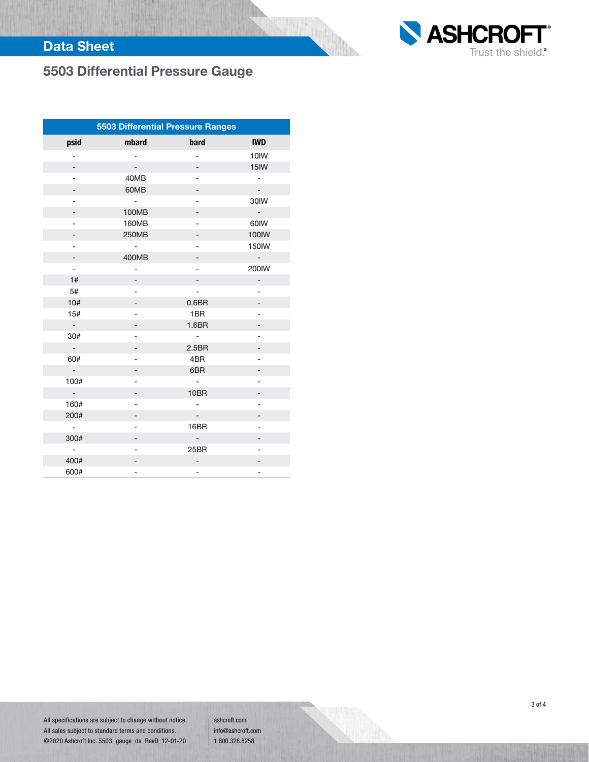# Data Sheet

## 5503 Differential Pressure Gauge

| 5503 Differential Pressure Ranges | | | |
|---|---|---|---|
| psid | mbard | bard | IWD |
| - | - | - | 10IW |
| - | - | - | 15IW |
| - | 40MB | - | - |
| - | 60MB | - | - |
| - | - | - | 30IW |
| - | 100MB | - | - |
| - | 160MB | - | 60IW |
| - | 250MB | - | 100IW |
| - | - | - | 150IW |
| - | 400MB | - | - |
| - | - | - | 200IW |
| 1# | - | - | - |
| 5# | - | - | - |
| 10# | - | 0.6BR | - |
| 15# | - | 1BR | - |
| - | - | 1.6BR | - |
| 30# | - | - | - |
| - | - | 2.5BR | - |
| 60# | - | 4BR | - |
| - | - | 6BR | - |
| 100# | - | - | - |
| - | - | 10BR | - |
| 160# | - | - | - |
| 200# | - | - | - |
| - | - | 16BR | - |
| 300# | - | - | - |
| - | - | 25BR | - |
| 400# | - | - | - |
| 600# | - | - | - |

All specifications are subject to change without notice.
All sales subject to standard terms and conditions.
©2020 Ashcroft Inc. 5503_gauge_ds_RevD_12-01-20

ashcroft.com
info@ashcroft.com
1.800.328.8258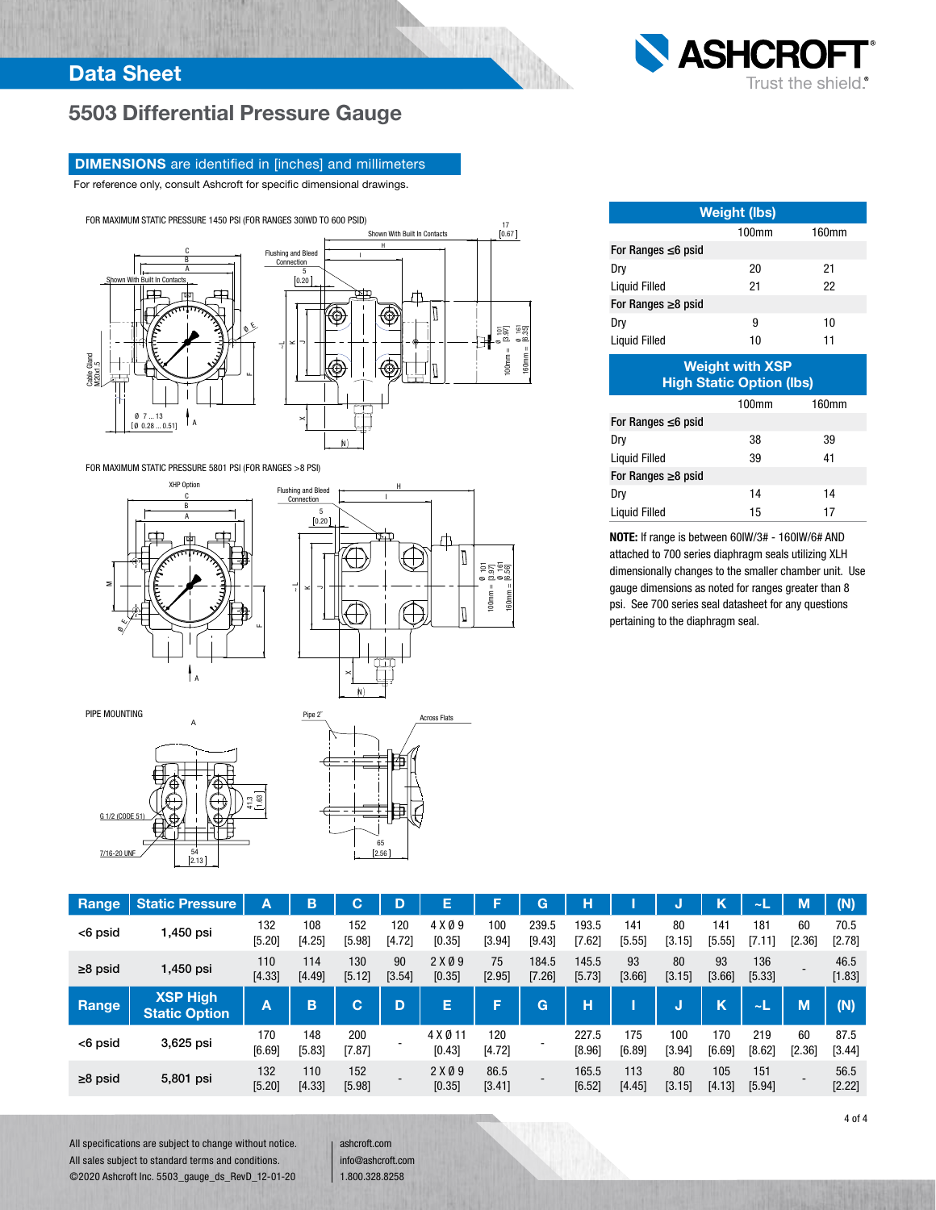# Data Sheet

## 5503 Differential Pressure Gauge

### DIMENSIONS are identified in [inches] and millimeters

For reference only, consult Ashcroft for specific dimensional drawings.

FOR MAXIMUM STATIC PRESSURE 1450 PSI (FOR RANGES 30IWD TO 600 PSID)

Shown With Built In Contacts

Flushing and Bleed Connection

Cable Gland M20x1.5

Ø 7 ... 13 [Ø 0.28 ... 0.51]

100mm = Ø 101 [3.97]
160mm = Ø 161 [6.35]

FOR MAXIMUM STATIC PRESSURE 5801 PSI (FOR RANGES >8 PSI)

XHP Option

Flushing and Bleed Connection

PIPE MOUNTING

Pipe 2"

Across Flats

G 1/2 (CODE 51)

7/16-20 UNF

| Weight (lbs) | 100mm | 160mm |
|---|---|---|
| **For Ranges ≤6 psid** | | |
| Dry | 20 | 21 |
| Liquid Filled | 21 | 22 |
| **For Ranges ≥8 psid** | | |
| Dry | 9 | 10 |
| Liquid Filled | 10 | 11 |

| Weight with XSP High Static Option (lbs) | 100mm | 160mm |
|---|---|---|
| **For Ranges ≤6 psid** | | |
| Dry | 38 | 39 |
| Liquid Filled | 39 | 41 |
| **For Ranges ≥8 psid** | | |
| Dry | 14 | 14 |
| Liquid Filled | 15 | 17 |

**NOTE:** If range is between 60IW/3# - 160IW/6# AND attached to 700 series diaphragm seals utilizing XLH dimensionally changes to the smaller chamber unit. Use gauge dimensions as noted for ranges greater than 8 psi. See 700 series seal datasheet for any questions pertaining to the diaphragm seal.

| Range | Static Pressure | A | B | C | D | E | F | G | H | I | J | K | ~L | M | (N) |
|---|---|---|---|---|---|---|---|---|---|---|---|---|---|---|---|
| <6 psid | 1,450 psi | 132 [5.20] | 108 [4.25] | 152 [5.98] | 120 [4.72] | 4 X Ø 9 [0.35] | 100 [3.94] | 239.5 [9.43] | 193.5 [7.62] | 141 [5.55] | 80 [3.15] | 141 [5.55] | 181 [7.11] | 60 [2.36] | 70.5 [2.78] |
| ≥8 psid | 1,450 psi | 110 [4.33] | 114 [4.49] | 130 [5.12] | 90 [3.54] | 2 X Ø 9 [0.35] | 75 [2.95] | 184.5 [7.26] | 145.5 [5.73] | 93 [3.66] | 80 [3.15] | 93 [3.66] | 136 [5.33] | - | 46.5 [1.83] |
| **Range** | **XSP High Static Option** | **A** | **B** | **C** | **D** | **E** | **F** | **G** | **H** | **I** | **J** | **K** | **~L** | **M** | **(N)** |
| <6 psid | 3,625 psi | 170 [6.69] | 148 [5.83] | 200 [7.87] | - | 4 X Ø 11 [0.43] | 120 [4.72] | - | 227.5 [8.96] | 175 [6.89] | 100 [3.94] | 170 [6.69] | 219 [8.62] | 60 [2.36] | 87.5 [3.44] |
| ≥8 psid | 5,801 psi | 132 [5.20] | 110 [4.33] | 152 [5.98] | - | 2 X Ø 9 [0.35] | 86.5 [3.41] | - | 165.5 [6.52] | 113 [4.45] | 80 [3.15] | 105 [4.13] | 151 [5.94] | - | 56.5 [2.22] |

All specifications are subject to change without notice.
All sales subject to standard terms and conditions.
©2020 Ashcroft Inc. 5503_gauge_ds_RevD_12-01-20

ashcroft.com
info@ashcroft.com
1.800.328.8258